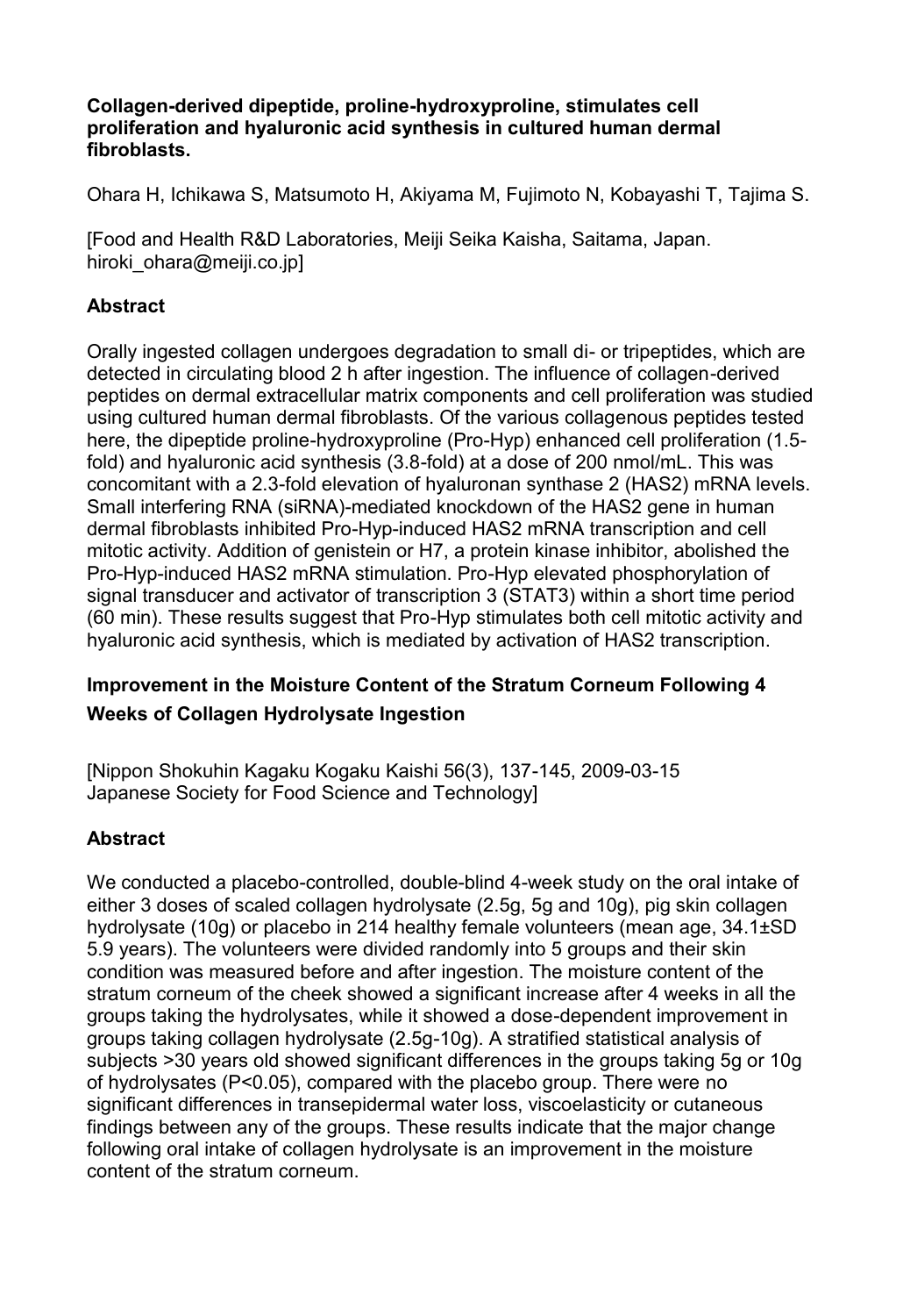**Collagen-derived dipeptide, proline-hydroxyproline, stimulates cell proliferation and hyaluronic acid synthesis in cultured human dermal fibroblasts.**

Ohara H, Ichikawa S, Matsumoto H, Akiyama M, Fujimoto N, Kobayashi T, Tajima S.

[Food and Health R&D Laboratories, Meiji Seika Kaisha, Saitama, Japan. hiroki_ohara@meiji.co.jp]

## Abstract

Orally ingested collagen undergoes degradation to small di- or tripeptides, which are detected in circulating blood 2 h after ingestion. The influence of collagen-derived peptides on dermal extracellular matrix components and cell proliferation was studied using cultured human dermal fibroblasts. Of the various collagenous peptides tested here, the dipeptide proline-hydroxyproline (Pro-Hyp) enhanced cell proliferation (1.5-fold) and hyaluronic acid synthesis (3.8-fold) at a dose of 200 nmol/mL. This was concomitant with a 2.3-fold elevation of hyaluronan synthase 2 (HAS2) mRNA levels. Small interfering RNA (siRNA)-mediated knockdown of the HAS2 gene in human dermal fibroblasts inhibited Pro-Hyp-induced HAS2 mRNA transcription and cell mitotic activity. Addition of genistein or H7, a protein kinase inhibitor, abolished the Pro-Hyp-induced HAS2 mRNA stimulation. Pro-Hyp elevated phosphorylation of signal transducer and activator of transcription 3 (STAT3) within a short time period (60 min). These results suggest that Pro-Hyp stimulates both cell mitotic activity and hyaluronic acid synthesis, which is mediated by activation of HAS2 transcription.

## Improvement in the Moisture Content of the Stratum Corneum Following 4 Weeks of Collagen Hydrolysate Ingestion

[Nippon Shokuhin Kagaku Kogaku Kaishi 56(3), 137-145, 2009-03-15 Japanese Society for Food Science and Technology]

## Abstract

We conducted a placebo-controlled, double-blind 4-week study on the oral intake of either 3 doses of scaled collagen hydrolysate (2.5g, 5g and 10g), pig skin collagen hydrolysate (10g) or placebo in 214 healthy female volunteers (mean age, 34.1±SD 5.9 years). The volunteers were divided randomly into 5 groups and their skin condition was measured before and after ingestion. The moisture content of the stratum corneum of the cheek showed a significant increase after 4 weeks in all the groups taking the hydrolysates, while it showed a dose-dependent improvement in groups taking collagen hydrolysate (2.5g-10g). A stratified statistical analysis of subjects >30 years old showed significant differences in the groups taking 5g or 10g of hydrolysates ($P<0.05$), compared with the placebo group. There were no significant differences in transepidermal water loss, viscoelasticity or cutaneous findings between any of the groups. These results indicate that the major change following oral intake of collagen hydrolysate is an improvement in the moisture content of the stratum corneum.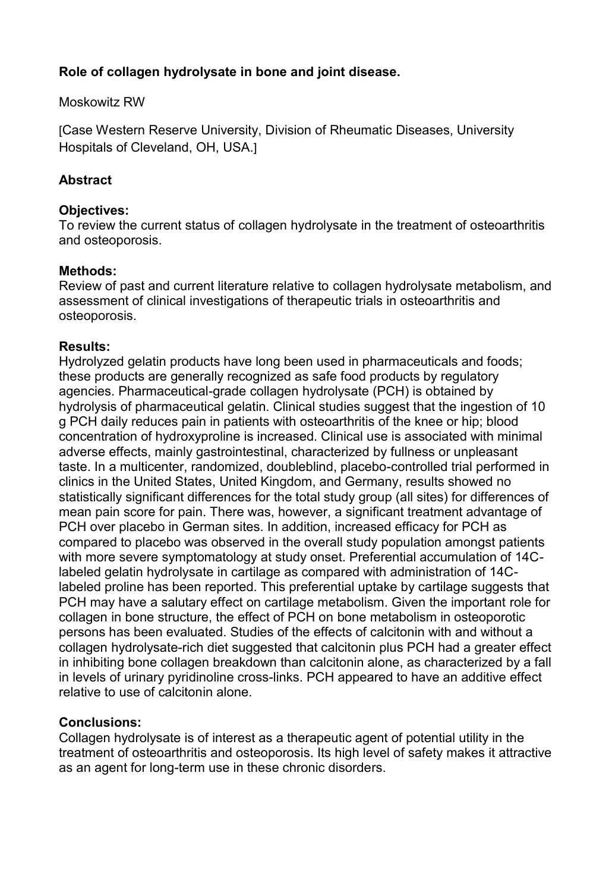**Role of collagen hydrolysate in bone and joint disease.**

Moskowitz RW

[Case Western Reserve University, Division of Rheumatic Diseases, University Hospitals of Cleveland, OH, USA.]

**Abstract**

**Objectives:**
To review the current status of collagen hydrolysate in the treatment of osteoarthritis and osteoporosis.

**Methods:**
Review of past and current literature relative to collagen hydrolysate metabolism, and assessment of clinical investigations of therapeutic trials in osteoarthritis and osteoporosis.

**Results:**
Hydrolyzed gelatin products have long been used in pharmaceuticals and foods; these products are generally recognized as safe food products by regulatory agencies. Pharmaceutical-grade collagen hydrolysate (PCH) is obtained by hydrolysis of pharmaceutical gelatin. Clinical studies suggest that the ingestion of 10 g PCH daily reduces pain in patients with osteoarthritis of the knee or hip; blood concentration of hydroxyproline is increased. Clinical use is associated with minimal adverse effects, mainly gastrointestinal, characterized by fullness or unpleasant taste. In a multicenter, randomized, doubleblind, placebo-controlled trial performed in clinics in the United States, United Kingdom, and Germany, results showed no statistically significant differences for the total study group (all sites) for differences of mean pain score for pain. There was, however, a significant treatment advantage of PCH over placebo in German sites. In addition, increased efficacy for PCH as compared to placebo was observed in the overall study population amongst patients with more severe symptomatology at study onset. Preferential accumulation of 14C-labeled gelatin hydrolysate in cartilage as compared with administration of 14C-labeled proline has been reported. This preferential uptake by cartilage suggests that PCH may have a salutary effect on cartilage metabolism. Given the important role for collagen in bone structure, the effect of PCH on bone metabolism in osteoporotic persons has been evaluated. Studies of the effects of calcitonin with and without a collagen hydrolysate-rich diet suggested that calcitonin plus PCH had a greater effect in inhibiting bone collagen breakdown than calcitonin alone, as characterized by a fall in levels of urinary pyridinoline cross-links. PCH appeared to have an additive effect relative to use of calcitonin alone.

**Conclusions:**
Collagen hydrolysate is of interest as a therapeutic agent of potential utility in the treatment of osteoarthritis and osteoporosis. Its high level of safety makes it attractive as an agent for long-term use in these chronic disorders.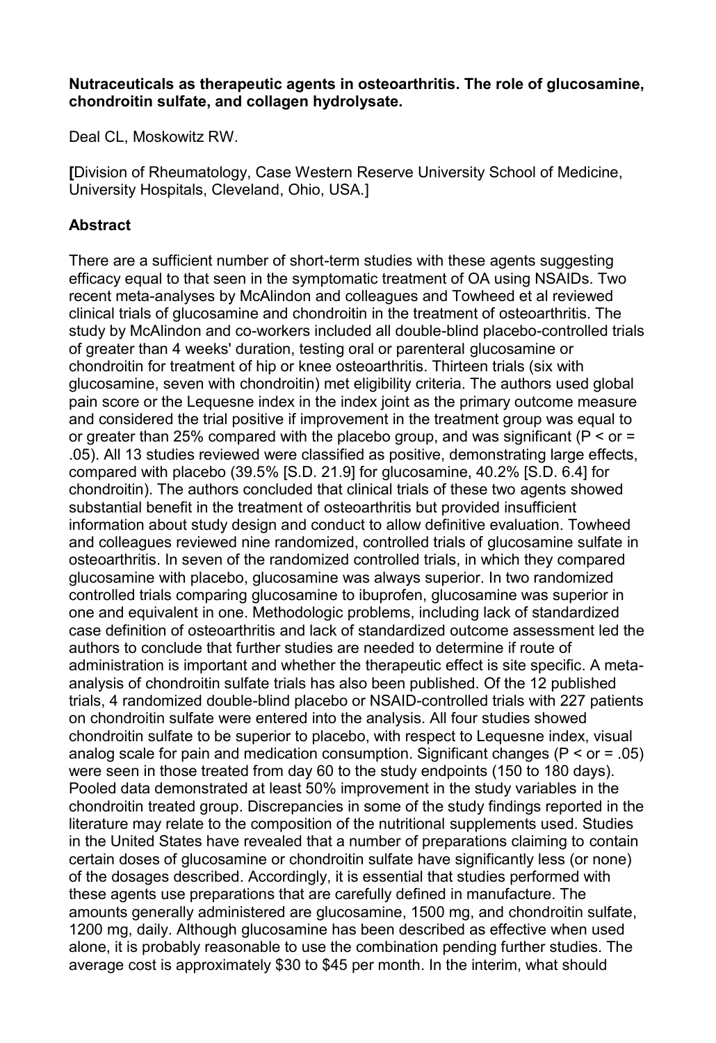**Nutraceuticals as therapeutic agents in osteoarthritis. The role of glucosamine, chondroitin sulfate, and collagen hydrolysate.**

Deal CL, Moskowitz RW.

**[**Division of Rheumatology, Case Western Reserve University School of Medicine, University Hospitals, Cleveland, Ohio, USA.]

## Abstract

There are a sufficient number of short-term studies with these agents suggesting efficacy equal to that seen in the symptomatic treatment of OA using NSAIDs. Two recent meta-analyses by McAlindon and colleagues and Towheed et al reviewed clinical trials of glucosamine and chondroitin in the treatment of osteoarthritis. The study by McAlindon and co-workers included all double-blind placebo-controlled trials of greater than 4 weeks' duration, testing oral or parenteral glucosamine or chondroitin for treatment of hip or knee osteoarthritis. Thirteen trials (six with glucosamine, seven with chondroitin) met eligibility criteria. The authors used global pain score or the Lequesne index in the index joint as the primary outcome measure and considered the trial positive if improvement in the treatment group was equal to or greater than 25% compared with the placebo group, and was significant (P < or = .05). All 13 studies reviewed were classified as positive, demonstrating large effects, compared with placebo (39.5% [S.D. 21.9] for glucosamine, 40.2% [S.D. 6.4] for chondroitin). The authors concluded that clinical trials of these two agents showed substantial benefit in the treatment of osteoarthritis but provided insufficient information about study design and conduct to allow definitive evaluation. Towheed and colleagues reviewed nine randomized, controlled trials of glucosamine sulfate in osteoarthritis. In seven of the randomized controlled trials, in which they compared glucosamine with placebo, glucosamine was always superior. In two randomized controlled trials comparing glucosamine to ibuprofen, glucosamine was superior in one and equivalent in one. Methodologic problems, including lack of standardized case definition of osteoarthritis and lack of standardized outcome assessment led the authors to conclude that further studies are needed to determine if route of administration is important and whether the therapeutic effect is site specific. A meta-analysis of chondroitin sulfate trials has also been published. Of the 12 published trials, 4 randomized double-blind placebo or NSAID-controlled trials with 227 patients on chondroitin sulfate were entered into the analysis. All four studies showed chondroitin sulfate to be superior to placebo, with respect to Lequesne index, visual analog scale for pain and medication consumption. Significant changes (P < or = .05) were seen in those treated from day 60 to the study endpoints (150 to 180 days). Pooled data demonstrated at least 50% improvement in the study variables in the chondroitin treated group. Discrepancies in some of the study findings reported in the literature may relate to the composition of the nutritional supplements used. Studies in the United States have revealed that a number of preparations claiming to contain certain doses of glucosamine or chondroitin sulfate have significantly less (or none) of the dosages described. Accordingly, it is essential that studies performed with these agents use preparations that are carefully defined in manufacture. The amounts generally administered are glucosamine, 1500 mg, and chondroitin sulfate, 1200 mg, daily. Although glucosamine has been described as effective when used alone, it is probably reasonable to use the combination pending further studies. The average cost is approximately $30 to $45 per month. In the interim, what should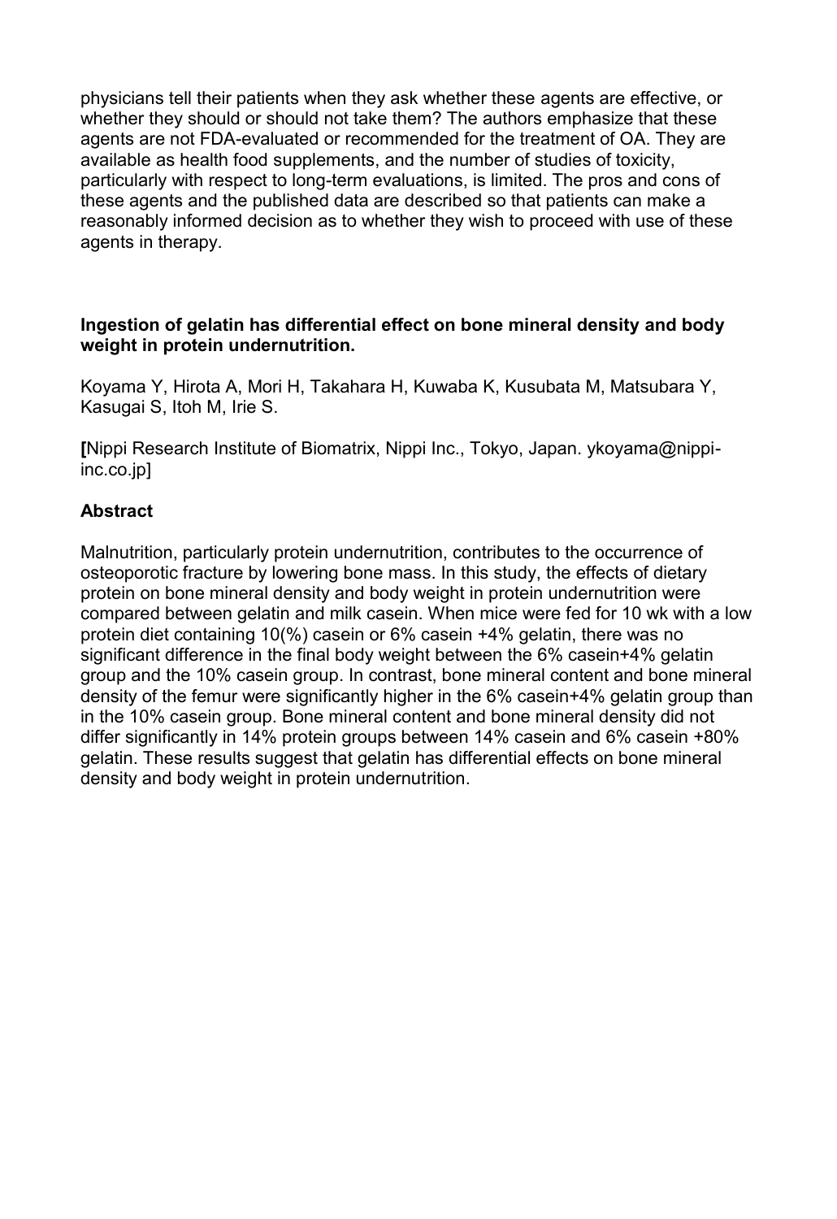physicians tell their patients when they ask whether these agents are effective, or whether they should or should not take them? The authors emphasize that these agents are not FDA-evaluated or recommended for the treatment of OA. They are available as health food supplements, and the number of studies of toxicity, particularly with respect to long-term evaluations, is limited. The pros and cons of these agents and the published data are described so that patients can make a reasonably informed decision as to whether they wish to proceed with use of these agents in therapy.

**Ingestion of gelatin has differential effect on bone mineral density and body weight in protein undernutrition.**

Koyama Y, Hirota A, Mori H, Takahara H, Kuwaba K, Kusubata M, Matsubara Y, Kasugai S, Itoh M, Irie S.

**[**Nippi Research Institute of Biomatrix, Nippi Inc., Tokyo, Japan. ykoyama@nippi-inc.co.jp]

**Abstract**

Malnutrition, particularly protein undernutrition, contributes to the occurrence of osteoporotic fracture by lowering bone mass. In this study, the effects of dietary protein on bone mineral density and body weight in protein undernutrition were compared between gelatin and milk casein. When mice were fed for 10 wk with a low protein diet containing 10(%) casein or 6% casein +4% gelatin, there was no significant difference in the final body weight between the 6% casein+4% gelatin group and the 10% casein group. In contrast, bone mineral content and bone mineral density of the femur were significantly higher in the 6% casein+4% gelatin group than in the 10% casein group. Bone mineral content and bone mineral density did not differ significantly in 14% protein groups between 14% casein and 6% casein +80% gelatin. These results suggest that gelatin has differential effects on bone mineral density and body weight in protein undernutrition.